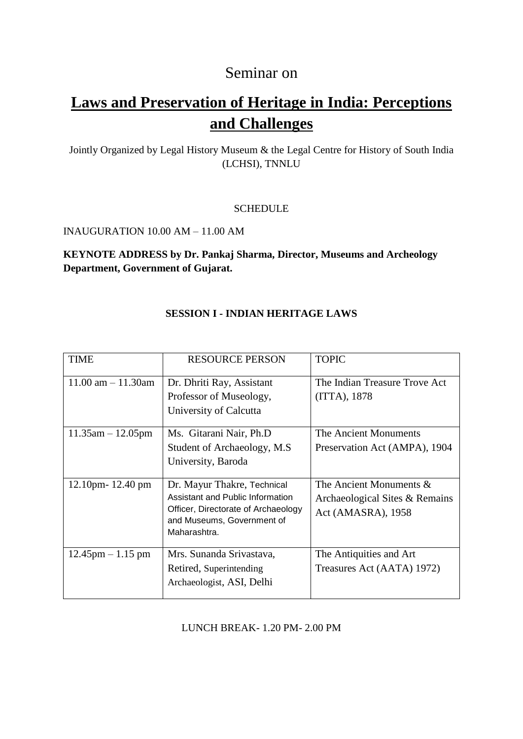Seminar on

# Laws and Preservation of Heritage in India: Perceptions and Challenges

Jointly Organized by Legal History Museum & the Legal Centre for History of South India (LCHSI), TNNLU

SCHEDULE

INAUGURATION 10.00 AM – 11.00 AM

**KEYNOTE ADDRESS by Dr. Pankaj Sharma, Director, Museums and Archeology Department, Government of Gujarat.**

## SESSION I - INDIAN HERITAGE LAWS

| TIME | RESOURCE PERSON | TOPIC |
|---|---|---|
| 11.00 am – 11.30am | Dr. Dhriti Ray, Assistant Professor of Museology, University of Calcutta | The Indian Treasure Trove Act (ITTA), 1878 |
| 11.35am – 12.05pm | Ms. Gitarani Nair, Ph.D Student of Archaeology, M.S University, Baroda | The Ancient Monuments Preservation Act (AMPA), 1904 |
| 12.10pm- 12.40 pm | Dr. Mayur Thakre, Technical Assistant and Public Information Officer, Directorate of Archaeology and Museums, Government of Maharashtra. | The Ancient Monuments & Archaeological Sites & Remains Act (AMASRA), 1958 |
| 12.45pm – 1.15 pm | Mrs. Sunanda Srivastava, Retired, Superintending Archaeologist, ASI, Delhi | The Antiquities and Art Treasures Act (AATA) 1972) |

LUNCH BREAK- 1.20 PM- 2.00 PM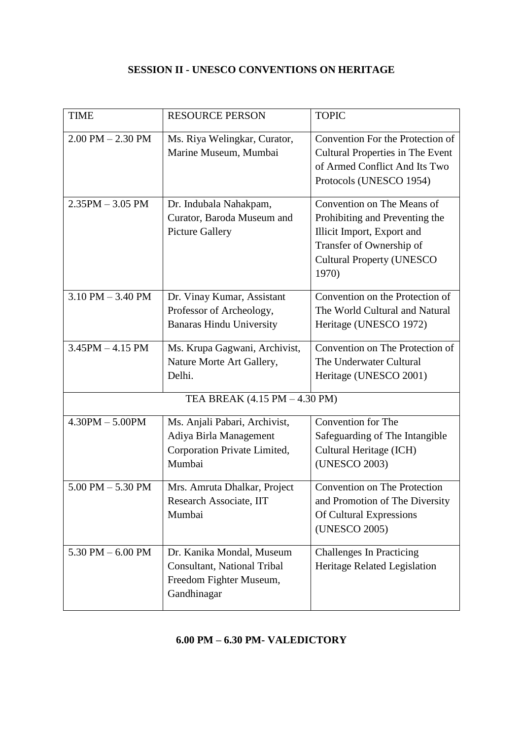**SESSION II - UNESCO CONVENTIONS ON HERITAGE**

| TIME | RESOURCE PERSON | TOPIC |
|---|---|---|
| 2.00 PM – 2.30 PM | Ms. Riya Welingkar, Curator, Marine Museum, Mumbai | Convention For the Protection of Cultural Properties in The Event of Armed Conflict And Its Two Protocols (UNESCO 1954) |
| 2.35PM – 3.05 PM | Dr. Indubala Nahakpam, Curator, Baroda Museum and Picture Gallery | Convention on The Means of Prohibiting and Preventing the Illicit Import, Export and Transfer of Ownership of Cultural Property (UNESCO 1970) |
| 3.10 PM – 3.40 PM | Dr. Vinay Kumar, Assistant Professor of Archeology, Banaras Hindu University | Convention on the Protection of The World Cultural and Natural Heritage (UNESCO 1972) |
| 3.45PM – 4.15 PM | Ms. Krupa Gagwani, Archivist, Nature Morte Art Gallery, Delhi. | Convention on The Protection of The Underwater Cultural Heritage (UNESCO 2001) |
| TEA BREAK (4.15 PM – 4.30 PM) | | |
| 4.30PM – 5.00PM | Ms. Anjali Pabari, Archivist, Adiya Birla Management Corporation Private Limited, Mumbai | Convention for The Safeguarding of The Intangible Cultural Heritage (ICH) (UNESCO 2003) |
| 5.00 PM – 5.30 PM | Mrs. Amruta Dhalkar, Project Research Associate, IIT Mumbai | Convention on The Protection and Promotion of The Diversity Of Cultural Expressions (UNESCO 2005) |
| 5.30 PM – 6.00 PM | Dr. Kanika Mondal, Museum Consultant, National Tribal Freedom Fighter Museum, Gandhinagar | Challenges In Practicing Heritage Related Legislation |

**6.00 PM – 6.30 PM- VALEDICTORY**